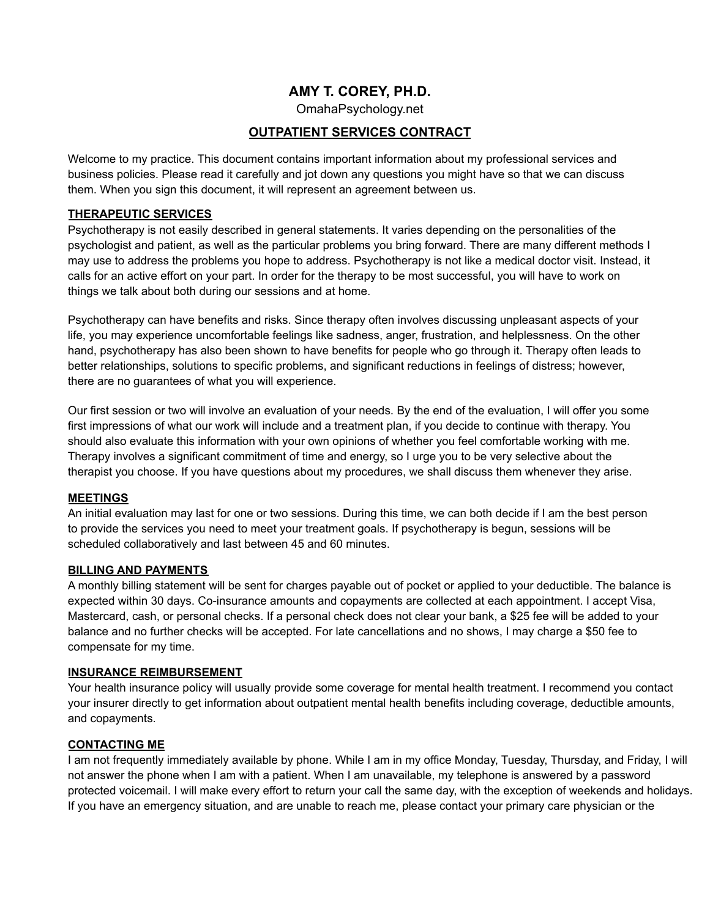# AMY T. COREY, PH.D.

OmahaPsychology.net

## OUTPATIENT SERVICES CONTRACT

Welcome to my practice. This document contains important information about my professional services and business policies. Please read it carefully and jot down any questions you might have so that we can discuss them. When you sign this document, it will represent an agreement between us.

### THERAPEUTIC SERVICES

Psychotherapy is not easily described in general statements. It varies depending on the personalities of the psychologist and patient, as well as the particular problems you bring forward. There are many different methods I may use to address the problems you hope to address. Psychotherapy is not like a medical doctor visit. Instead, it calls for an active effort on your part. In order for the therapy to be most successful, you will have to work on things we talk about both during our sessions and at home.

Psychotherapy can have benefits and risks. Since therapy often involves discussing unpleasant aspects of your life, you may experience uncomfortable feelings like sadness, anger, frustration, and helplessness. On the other hand, psychotherapy has also been shown to have benefits for people who go through it. Therapy often leads to better relationships, solutions to specific problems, and significant reductions in feelings of distress; however, there are no guarantees of what you will experience.

Our first session or two will involve an evaluation of your needs. By the end of the evaluation, I will offer you some first impressions of what our work will include and a treatment plan, if you decide to continue with therapy. You should also evaluate this information with your own opinions of whether you feel comfortable working with me. Therapy involves a significant commitment of time and energy, so I urge you to be very selective about the therapist you choose. If you have questions about my procedures, we shall discuss them whenever they arise.

### MEETINGS

An initial evaluation may last for one or two sessions. During this time, we can both decide if I am the best person to provide the services you need to meet your treatment goals. If psychotherapy is begun, sessions will be scheduled collaboratively and last between 45 and 60 minutes.

### BILLING AND PAYMENTS

A monthly billing statement will be sent for charges payable out of pocket or applied to your deductible. The balance is expected within 30 days. Co-insurance amounts and copayments are collected at each appointment. I accept Visa, Mastercard, cash, or personal checks. If a personal check does not clear your bank, a $25 fee will be added to your balance and no further checks will be accepted. For late cancellations and no shows, I may charge a $50 fee to compensate for my time.

### INSURANCE REIMBURSEMENT

Your health insurance policy will usually provide some coverage for mental health treatment. I recommend you contact your insurer directly to get information about outpatient mental health benefits including coverage, deductible amounts, and copayments.

### CONTACTING ME

I am not frequently immediately available by phone. While I am in my office Monday, Tuesday, Thursday, and Friday, I will not answer the phone when I am with a patient. When I am unavailable, my telephone is answered by a password protected voicemail. I will make every effort to return your call the same day, with the exception of weekends and holidays. If you have an emergency situation, and are unable to reach me, please contact your primary care physician or the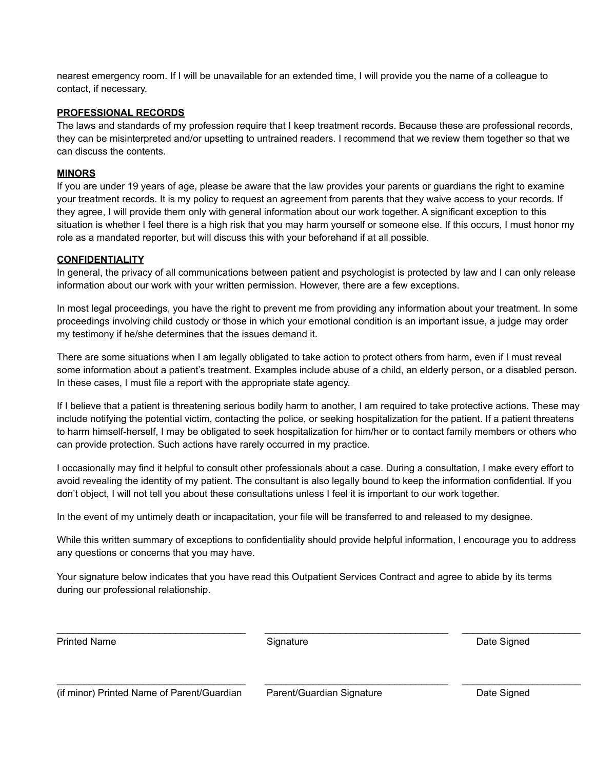nearest emergency room. If I will be unavailable for an extended time, I will provide you the name of a colleague to contact, if necessary.

**PROFESSIONAL RECORDS**

The laws and standards of my profession require that I keep treatment records. Because these are professional records, they can be misinterpreted and/or upsetting to untrained readers. I recommend that we review them together so that we can discuss the contents.

**MINORS**

If you are under 19 years of age, please be aware that the law provides your parents or guardians the right to examine your treatment records. It is my policy to request an agreement from parents that they waive access to your records. If they agree, I will provide them only with general information about our work together. A significant exception to this situation is whether I feel there is a high risk that you may harm yourself or someone else. If this occurs, I must honor my role as a mandated reporter, but will discuss this with your beforehand if at all possible.

**CONFIDENTIALITY**

In general, the privacy of all communications between patient and psychologist is protected by law and I can only release information about our work with your written permission. However, there are a few exceptions.

In most legal proceedings, you have the right to prevent me from providing any information about your treatment. In some proceedings involving child custody or those in which your emotional condition is an important issue, a judge may order my testimony if he/she determines that the issues demand it.

There are some situations when I am legally obligated to take action to protect others from harm, even if I must reveal some information about a patient's treatment. Examples include abuse of a child, an elderly person, or a disabled person. In these cases, I must file a report with the appropriate state agency.

If I believe that a patient is threatening serious bodily harm to another, I am required to take protective actions. These may include notifying the potential victim, contacting the police, or seeking hospitalization for the patient. If a patient threatens to harm himself-herself, I may be obligated to seek hospitalization for him/her or to contact family members or others who can provide protection. Such actions have rarely occurred in my practice.

I occasionally may find it helpful to consult other professionals about a case. During a consultation, I make every effort to avoid revealing the identity of my patient. The consultant is also legally bound to keep the information confidential. If you don't object, I will not tell you about these consultations unless I feel it is important to our work together.

In the event of my untimely death or incapacitation, your file will be transferred to and released to my designee.

While this written summary of exceptions to confidentiality should provide helpful information, I encourage you to address any questions or concerns that you may have.

Your signature below indicates that you have read this Outpatient Services Contract and agree to abide by its terms during our professional relationship.

| | | |
|---|---|---|
| ____________________________________ | ___________________________________ | ______________________ |
| Printed Name | Signature | Date Signed |
| ____________________________________ | ___________________________________ | ______________________ |
| (if minor) Printed Name of Parent/Guardian | Parent/Guardian Signature | Date Signed |